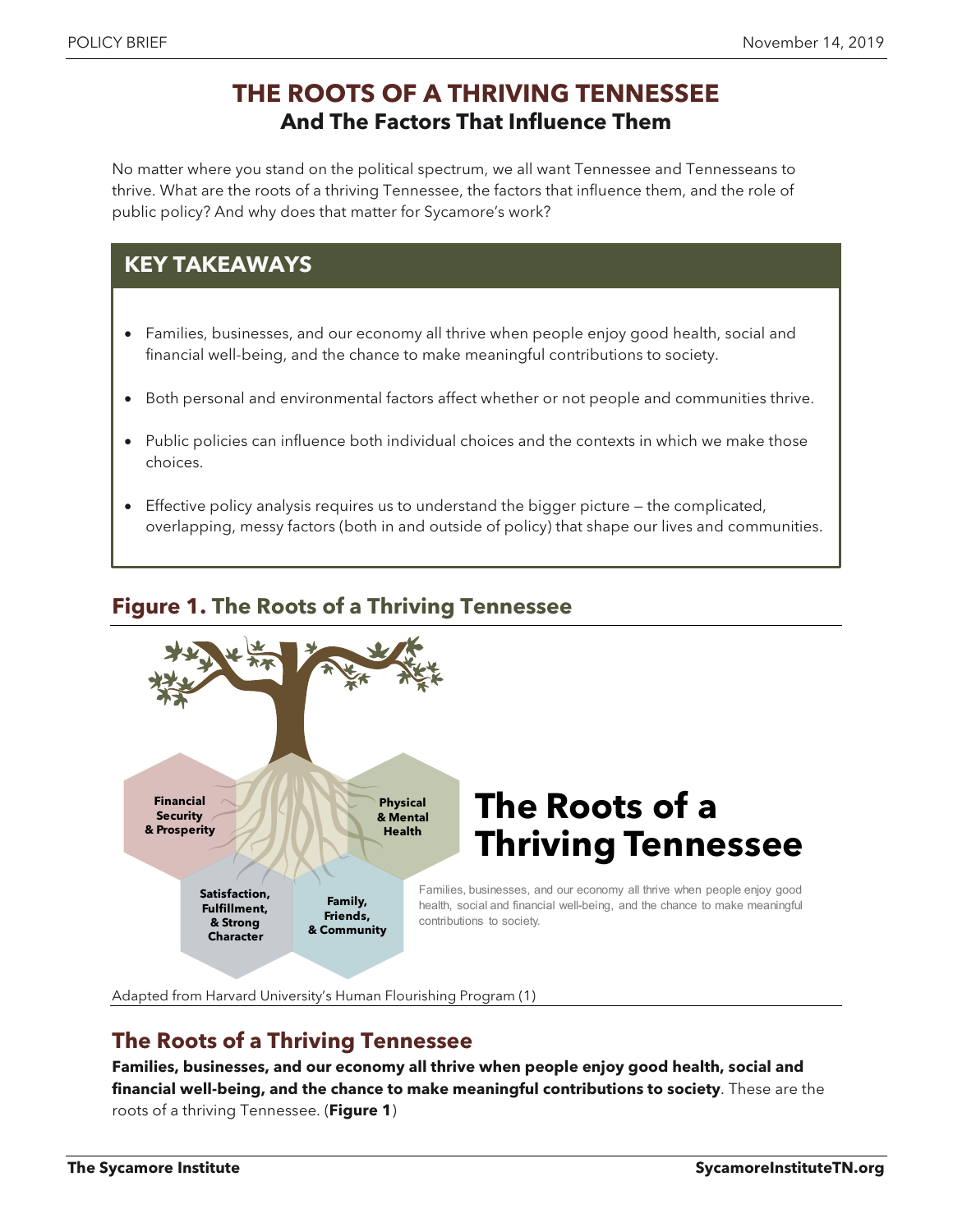# THE ROOTS OF A THRIVING TENNESSEE
## And The Factors That Influence Them

No matter where you stand on the political spectrum, we all want Tennessee and Tennesseans to thrive. What are the roots of a thriving Tennessee, the factors that influence them, and the role of public policy? And why does that matter for Sycamore's work?

### KEY TAKEAWAYS

- Families, businesses, and our economy all thrive when people enjoy good health, social and financial well-being, and the chance to make meaningful contributions to society.
- Both personal and environmental factors affect whether or not people and communities thrive.
- Public policies can influence both individual choices and the contexts in which we make those choices.
- Effective policy analysis requires us to understand the bigger picture — the complicated, overlapping, messy factors (both in and outside of policy) that shape our lives and communities.

### Figure 1. The Roots of a Thriving Tennessee

Financial Security & Prosperity

Physical & Mental Health

Satisfaction, Fulfillment, & Strong Character

Family, Friends, & Community

**The Roots of a Thriving Tennessee**

Families, businesses, and our economy all thrive when people enjoy good health, social and financial well-being, and the chance to make meaningful contributions to society.

Adapted from Harvard University's Human Flourishing Program (1)

## The Roots of a Thriving Tennessee

**Families, businesses, and our economy all thrive when people enjoy good health, social and financial well-being, and the chance to make meaningful contributions to society**. These are the roots of a thriving Tennessee. (**Figure 1**)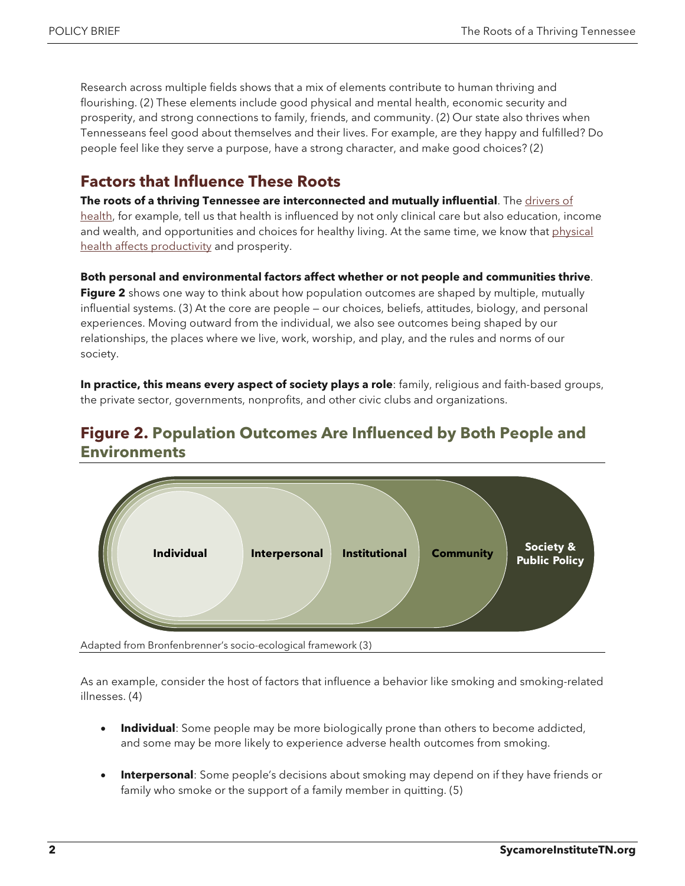Research across multiple fields shows that a mix of elements contribute to human thriving and flourishing. (2) These elements include good physical and mental health, economic security and prosperity, and strong connections to family, friends, and community. (2) Our state also thrives when Tennesseans feel good about themselves and their lives. For example, are they happy and fulfilled? Do people feel like they serve a purpose, have a strong character, and make good choices? (2)

## Factors that Influence These Roots

**The roots of a thriving Tennessee are interconnected and mutually influential**. The drivers of health, for example, tell us that health is influenced by not only clinical care but also education, income and wealth, and opportunities and choices for healthy living. At the same time, we know that physical health affects productivity and prosperity.

**Both personal and environmental factors affect whether or not people and communities thrive**. **Figure 2** shows one way to think about how population outcomes are shaped by multiple, mutually influential systems. (3) At the core are people — our choices, beliefs, attitudes, biology, and personal experiences. Moving outward from the individual, we also see outcomes being shaped by our relationships, the places where we live, work, worship, and play, and the rules and norms of our society.

**In practice, this means every aspect of society plays a role**: family, religious and faith-based groups, the private sector, governments, nonprofits, and other civic clubs and organizations.

## Figure 2. Population Outcomes Are Influenced by Both People and Environments

Individual | Interpersonal | Institutional | Community | Society & Public Policy

Adapted from Bronfenbrenner's socio-ecological framework (3)

As an example, consider the host of factors that influence a behavior like smoking and smoking-related illnesses. (4)

- **Individual**: Some people may be more biologically prone than others to become addicted, and some may be more likely to experience adverse health outcomes from smoking.
- **Interpersonal**: Some people's decisions about smoking may depend on if they have friends or family who smoke or the support of a family member in quitting. (5)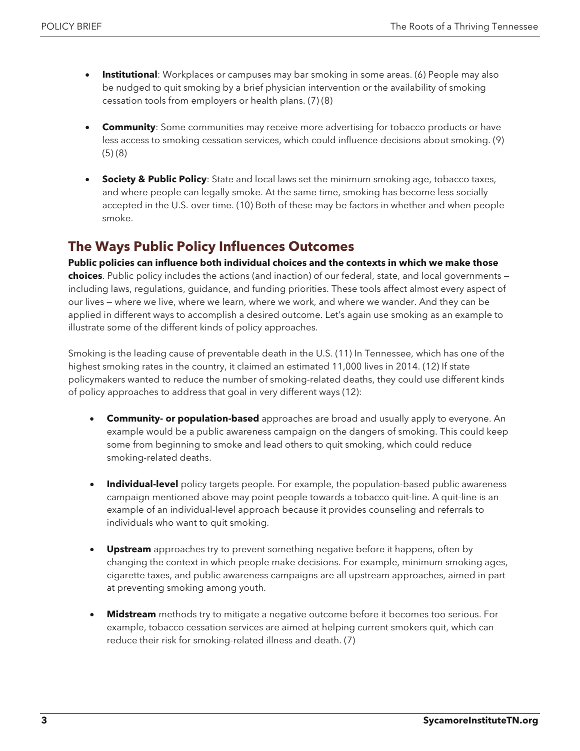- **Institutional**: Workplaces or campuses may bar smoking in some areas. (6) People may also be nudged to quit smoking by a brief physician intervention or the availability of smoking cessation tools from employers or health plans. (7) (8)

- **Community**: Some communities may receive more advertising for tobacco products or have less access to smoking cessation services, which could influence decisions about smoking. (9) (5) (8)

- **Society & Public Policy**: State and local laws set the minimum smoking age, tobacco taxes, and where people can legally smoke. At the same time, smoking has become less socially accepted in the U.S. over time. (10) Both of these may be factors in whether and when people smoke.

## The Ways Public Policy Influences Outcomes

**Public policies can influence both individual choices and the contexts in which we make those choices**. Public policy includes the actions (and inaction) of our federal, state, and local governments — including laws, regulations, guidance, and funding priorities. These tools affect almost every aspect of our lives — where we live, where we learn, where we work, and where we wander. And they can be applied in different ways to accomplish a desired outcome. Let's again use smoking as an example to illustrate some of the different kinds of policy approaches.

Smoking is the leading cause of preventable death in the U.S. (11) In Tennessee, which has one of the highest smoking rates in the country, it claimed an estimated 11,000 lives in 2014. (12) If state policymakers wanted to reduce the number of smoking-related deaths, they could use different kinds of policy approaches to address that goal in very different ways (12):

- **Community- or population-based** approaches are broad and usually apply to everyone. An example would be a public awareness campaign on the dangers of smoking. This could keep some from beginning to smoke and lead others to quit smoking, which could reduce smoking-related deaths.

- **Individual-level** policy targets people. For example, the population-based public awareness campaign mentioned above may point people towards a tobacco quit-line. A quit-line is an example of an individual-level approach because it provides counseling and referrals to individuals who want to quit smoking.

- **Upstream** approaches try to prevent something negative before it happens, often by changing the context in which people make decisions. For example, minimum smoking ages, cigarette taxes, and public awareness campaigns are all upstream approaches, aimed in part at preventing smoking among youth.

- **Midstream** methods try to mitigate a negative outcome before it becomes too serious. For example, tobacco cessation services are aimed at helping current smokers quit, which can reduce their risk for smoking-related illness and death. (7)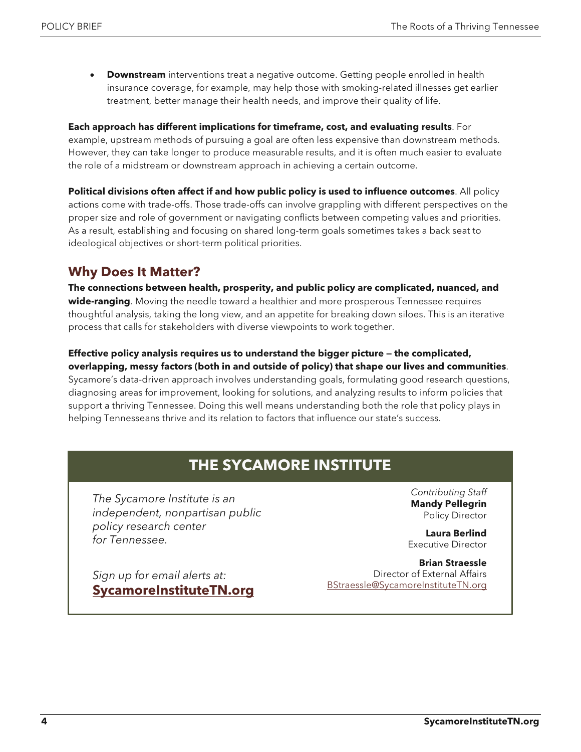- **Downstream** interventions treat a negative outcome. Getting people enrolled in health insurance coverage, for example, may help those with smoking-related illnesses get earlier treatment, better manage their health needs, and improve their quality of life.

**Each approach has different implications for timeframe, cost, and evaluating results**. For example, upstream methods of pursuing a goal are often less expensive than downstream methods. However, they can take longer to produce measurable results, and it is often much easier to evaluate the role of a midstream or downstream approach in achieving a certain outcome.

**Political divisions often affect if and how public policy is used to influence outcomes**. All policy actions come with trade-offs. Those trade-offs can involve grappling with different perspectives on the proper size and role of government or navigating conflicts between competing values and priorities. As a result, establishing and focusing on shared long-term goals sometimes takes a back seat to ideological objectives or short-term political priorities.

## Why Does It Matter?

**The connections between health, prosperity, and public policy are complicated, nuanced, and wide-ranging**. Moving the needle toward a healthier and more prosperous Tennessee requires thoughtful analysis, taking the long view, and an appetite for breaking down siloes. This is an iterative process that calls for stakeholders with diverse viewpoints to work together.

**Effective policy analysis requires us to understand the bigger picture — the complicated, overlapping, messy factors (both in and outside of policy) that shape our lives and communities**. Sycamore's data-driven approach involves understanding goals, formulating good research questions, diagnosing areas for improvement, looking for solutions, and analyzing results to inform policies that support a thriving Tennessee. Doing this well means understanding both the role that policy plays in helping Tennesseans thrive and its relation to factors that influence our state's success.

## THE SYCAMORE INSTITUTE

*The Sycamore Institute is an independent, nonpartisan public policy research center for Tennessee.*

*Sign up for email alerts at:*
**SycamoreInstituteTN.org**

*Contributing Staff*

**Mandy Pellegrin**
Policy Director

**Laura Berlind**
Executive Director

**Brian Straessle**
Director of External Affairs
BStraessle@SycamoreInstituteTN.org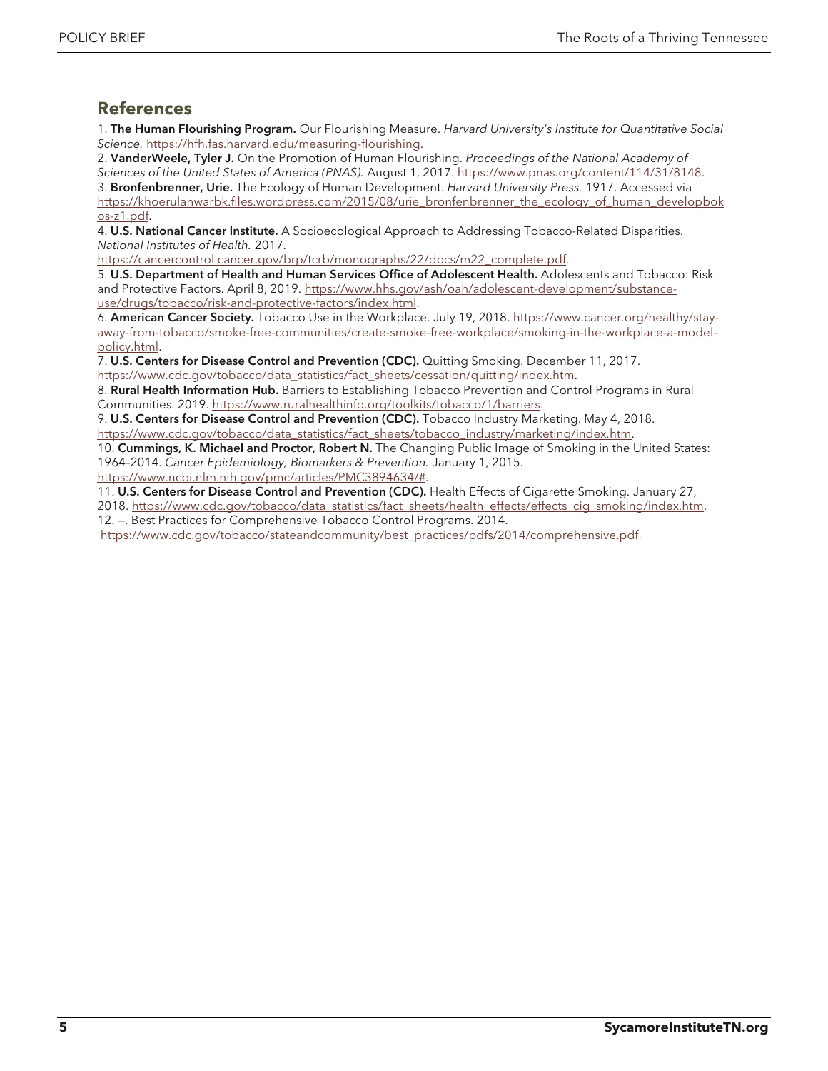## References

1. **The Human Flourishing Program.** Our Flourishing Measure. *Harvard University's Institute for Quantitative Social Science.* https://hfh.fas.harvard.edu/measuring-flourishing.
2. **VanderWeele, Tyler J.** On the Promotion of Human Flourishing. *Proceedings of the National Academy of Sciences of the United States of America (PNAS).* August 1, 2017. https://www.pnas.org/content/114/31/8148.
3. **Bronfenbrenner, Urie.** The Ecology of Human Development. *Harvard University Press.* 1917. Accessed via https://khoerulanwarbk.files.wordpress.com/2015/08/urie_bronfenbrenner_the_ecology_of_human_developbokos-z1.pdf.
4. **U.S. National Cancer Institute.** A Socioecological Approach to Addressing Tobacco-Related Disparities. *National Institutes of Health.* 2017. https://cancercontrol.cancer.gov/brp/tcrb/monographs/22/docs/m22_complete.pdf.
5. **U.S. Department of Health and Human Services Office of Adolescent Health.** Adolescents and Tobacco: Risk and Protective Factors. April 8, 2019. https://www.hhs.gov/ash/oah/adolescent-development/substance-use/drugs/tobacco/risk-and-protective-factors/index.html.
6. **American Cancer Society.** Tobacco Use in the Workplace. July 19, 2018. https://www.cancer.org/healthy/stay-away-from-tobacco/smoke-free-communities/create-smoke-free-workplace/smoking-in-the-workplace-a-model-policy.html.
7. **U.S. Centers for Disease Control and Prevention (CDC).** Quitting Smoking. December 11, 2017. https://www.cdc.gov/tobacco/data_statistics/fact_sheets/cessation/quitting/index.htm.
8. **Rural Health Information Hub.** Barriers to Establishing Tobacco Prevention and Control Programs in Rural Communities. 2019. https://www.ruralhealthinfo.org/toolkits/tobacco/1/barriers.
9. **U.S. Centers for Disease Control and Prevention (CDC).** Tobacco Industry Marketing. May 4, 2018. https://www.cdc.gov/tobacco/data_statistics/fact_sheets/tobacco_industry/marketing/index.htm.
10. **Cummings, K. Michael and Proctor, Robert N.** The Changing Public Image of Smoking in the United States: 1964–2014. *Cancer Epidemiology, Biomarkers & Prevention.* January 1, 2015. https://www.ncbi.nlm.nih.gov/pmc/articles/PMC3894634/#.
11. **U.S. Centers for Disease Control and Prevention (CDC).** Health Effects of Cigarette Smoking. January 27, 2018. https://www.cdc.gov/tobacco/data_statistics/fact_sheets/health_effects/effects_cig_smoking/index.htm.
12. —. Best Practices for Comprehensive Tobacco Control Programs. 2014. 'https://www.cdc.gov/tobacco/stateandcommunity/best_practices/pdfs/2014/comprehensive.pdf.